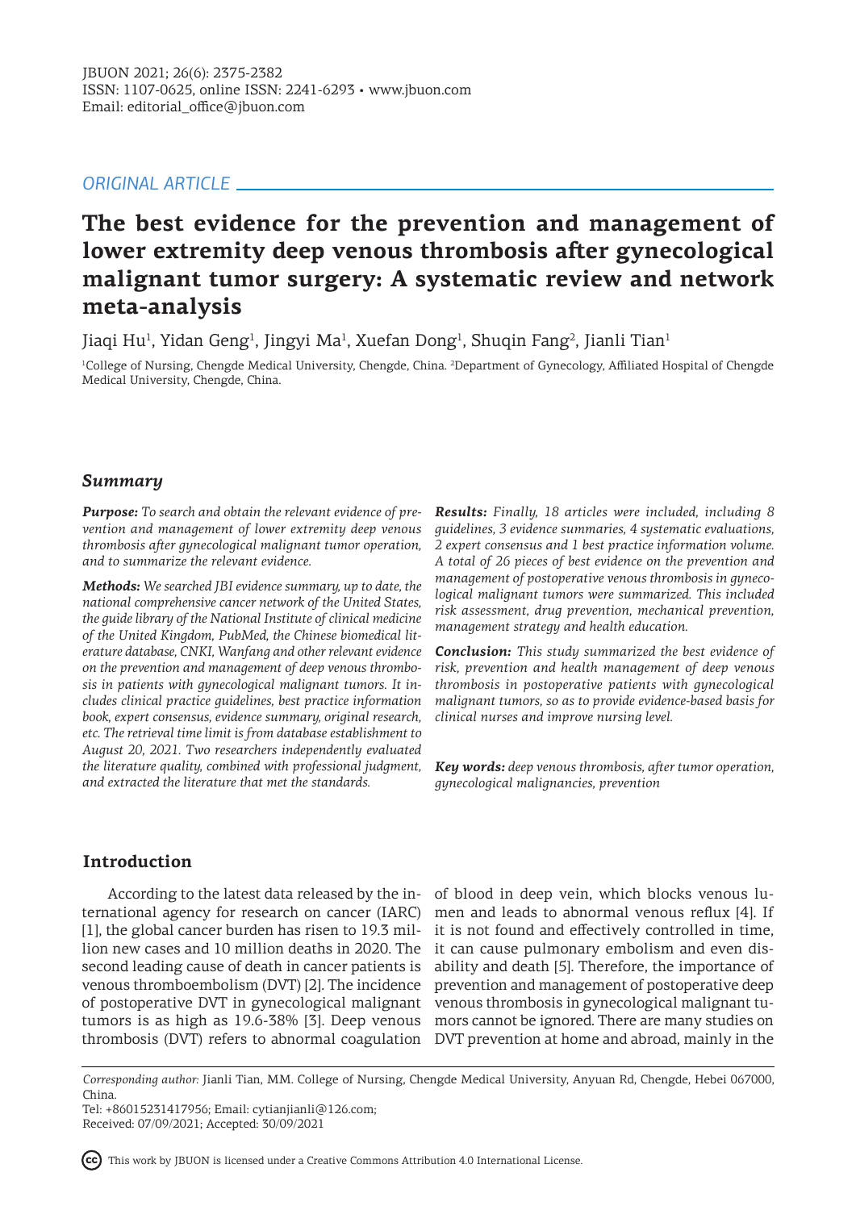ORIGINAL ARTICLE

# The best evidence for the prevention and management of lower extremity deep venous thrombosis after gynecological malignant tumor surgery: A systematic review and network meta-analysis

Jiaqi Hu[1], Yidan Geng[1], Jingyi Ma[1], Xuefan Dong[1], Shuqin Fang[2], Jianli Tian[1]

[1]College of Nursing, Chengde Medical University, Chengde, China. [2]Department of Gynecology, Affiliated Hospital of Chengde Medical University, Chengde, China.

## Summary

***Purpose:*** *To search and obtain the relevant evidence of prevention and management of lower extremity deep venous thrombosis after gynecological malignant tumor operation, and to summarize the relevant evidence.*

***Methods:*** *We searched JBI evidence summary, up to date, the national comprehensive cancer network of the United States, the guide library of the National Institute of clinical medicine of the United Kingdom, PubMed, the Chinese biomedical literature database, CNKI, Wanfang and other relevant evidence on the prevention and management of deep venous thrombosis in patients with gynecological malignant tumors. It includes clinical practice guidelines, best practice information book, expert consensus, evidence summary, original research, etc. The retrieval time limit is from database establishment to August 20, 2021. Two researchers independently evaluated the literature quality, combined with professional judgment, and extracted the literature that met the standards.*

***Results:*** *Finally, 18 articles were included, including 8 guidelines, 3 evidence summaries, 4 systematic evaluations, 2 expert consensus and 1 best practice information volume. A total of 26 pieces of best evidence on the prevention and management of postoperative venous thrombosis in gynecological malignant tumors were summarized. This included risk assessment, drug prevention, mechanical prevention, management strategy and health education.*

***Conclusion:*** *This study summarized the best evidence of risk, prevention and health management of deep venous thrombosis in postoperative patients with gynecological malignant tumors, so as to provide evidence-based basis for clinical nurses and improve nursing level.*

***Key words:*** *deep venous thrombosis, after tumor operation, gynecological malignancies, prevention*

## Introduction

According to the latest data released by the international agency for research on cancer (IARC) [1], the global cancer burden has risen to 19.3 million new cases and 10 million deaths in 2020. The second leading cause of death in cancer patients is venous thromboembolism (DVT) [2]. The incidence of postoperative DVT in gynecological malignant tumors is as high as 19.6-38% [3]. Deep venous thrombosis (DVT) refers to abnormal coagulation of blood in deep vein, which blocks venous lumen and leads to abnormal venous reflux [4]. If it is not found and effectively controlled in time, it can cause pulmonary embolism and even disability and death [5]. Therefore, the importance of prevention and management of postoperative deep venous thrombosis in gynecological malignant tumors cannot be ignored. There are many studies on DVT prevention at home and abroad, mainly in the

*Corresponding author:* Jianli Tian, MM. College of Nursing, Chengde Medical University, Anyuan Rd, Chengde, Hebei 067000, China.
Tel: +86015231417956; Email: cytianjianli@126.com;
Received: 07/09/2021; Accepted: 30/09/2021

This work by JBUON is licensed under a Creative Commons Attribution 4.0 International License.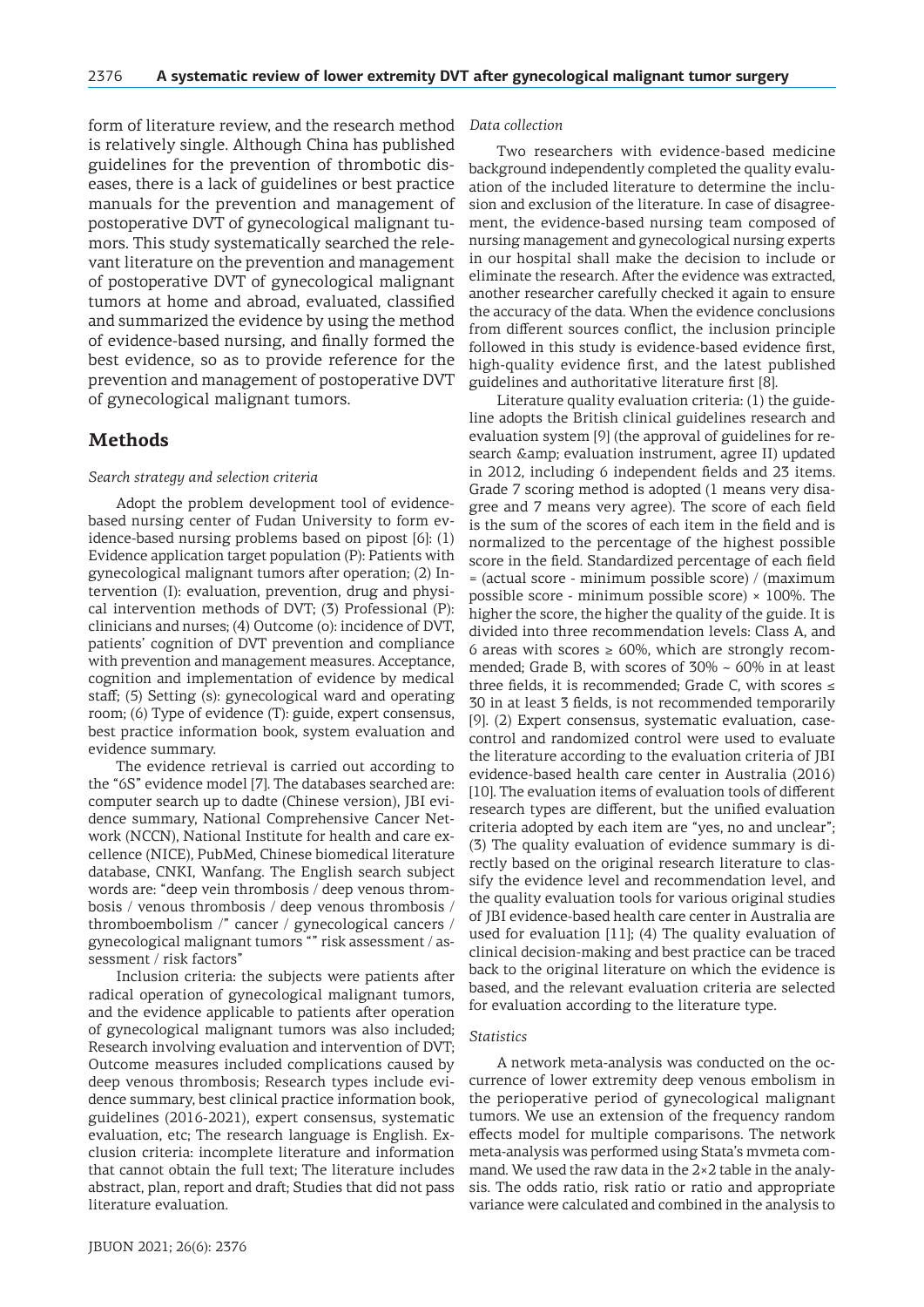form of literature review, and the research method is relatively single. Although China has published guidelines for the prevention of thrombotic diseases, there is a lack of guidelines or best practice manuals for the prevention and management of postoperative DVT of gynecological malignant tumors. This study systematically searched the relevant literature on the prevention and management of postoperative DVT of gynecological malignant tumors at home and abroad, evaluated, classified and summarized the evidence by using the method of evidence-based nursing, and finally formed the best evidence, so as to provide reference for the prevention and management of postoperative DVT of gynecological malignant tumors.

## Methods

### *Search strategy and selection criteria*

Adopt the problem development tool of evidence-based nursing center of Fudan University to form evidence-based nursing problems based on pipost [6]: (1) Evidence application target population (P): Patients with gynecological malignant tumors after operation; (2) Intervention (I): evaluation, prevention, drug and physical intervention methods of DVT; (3) Professional (P): clinicians and nurses; (4) Outcome (o): incidence of DVT, patients' cognition of DVT prevention and compliance with prevention and management measures. Acceptance, cognition and implementation of evidence by medical staff; (5) Setting (s): gynecological ward and operating room; (6) Type of evidence (T): guide, expert consensus, best practice information book, system evaluation and evidence summary.

The evidence retrieval is carried out according to the "6S" evidence model [7]. The databases searched are: computer search up to dadte (Chinese version), JBI evidence summary, National Comprehensive Cancer Network (NCCN), National Institute for health and care excellence (NICE), PubMed, Chinese biomedical literature database, CNKI, Wanfang. The English search subject words are: "deep vein thrombosis / deep venous thrombosis / venous thrombosis / deep venous thrombosis / thromboembolism /" cancer / gynecological cancers / gynecological malignant tumors "" risk assessment / assessment / risk factors"

Inclusion criteria: the subjects were patients after radical operation of gynecological malignant tumors, and the evidence applicable to patients after operation of gynecological malignant tumors was also included; Research involving evaluation and intervention of DVT; Outcome measures included complications caused by deep venous thrombosis; Research types include evidence summary, best clinical practice information book, guidelines (2016-2021), expert consensus, systematic evaluation, etc; The research language is English. Exclusion criteria: incomplete literature and information that cannot obtain the full text; The literature includes abstract, plan, report and draft; Studies that did not pass literature evaluation.

### *Data collection*

Two researchers with evidence-based medicine background independently completed the quality evaluation of the included literature to determine the inclusion and exclusion of the literature. In case of disagreement, the evidence-based nursing team composed of nursing management and gynecological nursing experts in our hospital shall make the decision to include or eliminate the research. After the evidence was extracted, another researcher carefully checked it again to ensure the accuracy of the data. When the evidence conclusions from different sources conflict, the inclusion principle followed in this study is evidence-based evidence first, high-quality evidence first, and the latest published guidelines and authoritative literature first [8].

Literature quality evaluation criteria: (1) the guideline adopts the British clinical guidelines research and evaluation system [9] (the approval of guidelines for research &amp; evaluation instrument, agree II) updated in 2012, including 6 independent fields and 23 items. Grade 7 scoring method is adopted (1 means very disagree and 7 means very agree). The score of each field is the sum of the scores of each item in the field and is normalized to the percentage of the highest possible score in the field. Standardized percentage of each field = (actual score - minimum possible score) / (maximum possible score - minimum possible score) × 100%. The higher the score, the higher the quality of the guide. It is divided into three recommendation levels: Class A, and 6 areas with scores ≥ 60%, which are strongly recommended; Grade B, with scores of 30% ~ 60% in at least three fields, it is recommended; Grade C, with scores ≤ 30 in at least 3 fields, is not recommended temporarily [9]. (2) Expert consensus, systematic evaluation, case-control and randomized control were used to evaluate the literature according to the evaluation criteria of JBI evidence-based health care center in Australia (2016) [10]. The evaluation items of evaluation tools of different research types are different, but the unified evaluation criteria adopted by each item are "yes, no and unclear"; (3) The quality evaluation of evidence summary is directly based on the original research literature to classify the evidence level and recommendation level, and the quality evaluation tools for various original studies of JBI evidence-based health care center in Australia are used for evaluation [11]; (4) The quality evaluation of clinical decision-making and best practice can be traced back to the original literature on which the evidence is based, and the relevant evaluation criteria are selected for evaluation according to the literature type.

### *Statistics*

A network meta-analysis was conducted on the occurrence of lower extremity deep venous embolism in the perioperative period of gynecological malignant tumors. We use an extension of the frequency random effects model for multiple comparisons. The network meta-analysis was performed using Stata's mvmeta command. We used the raw data in the 2×2 table in the analysis. The odds ratio, risk ratio or ratio and appropriate variance were calculated and combined in the analysis to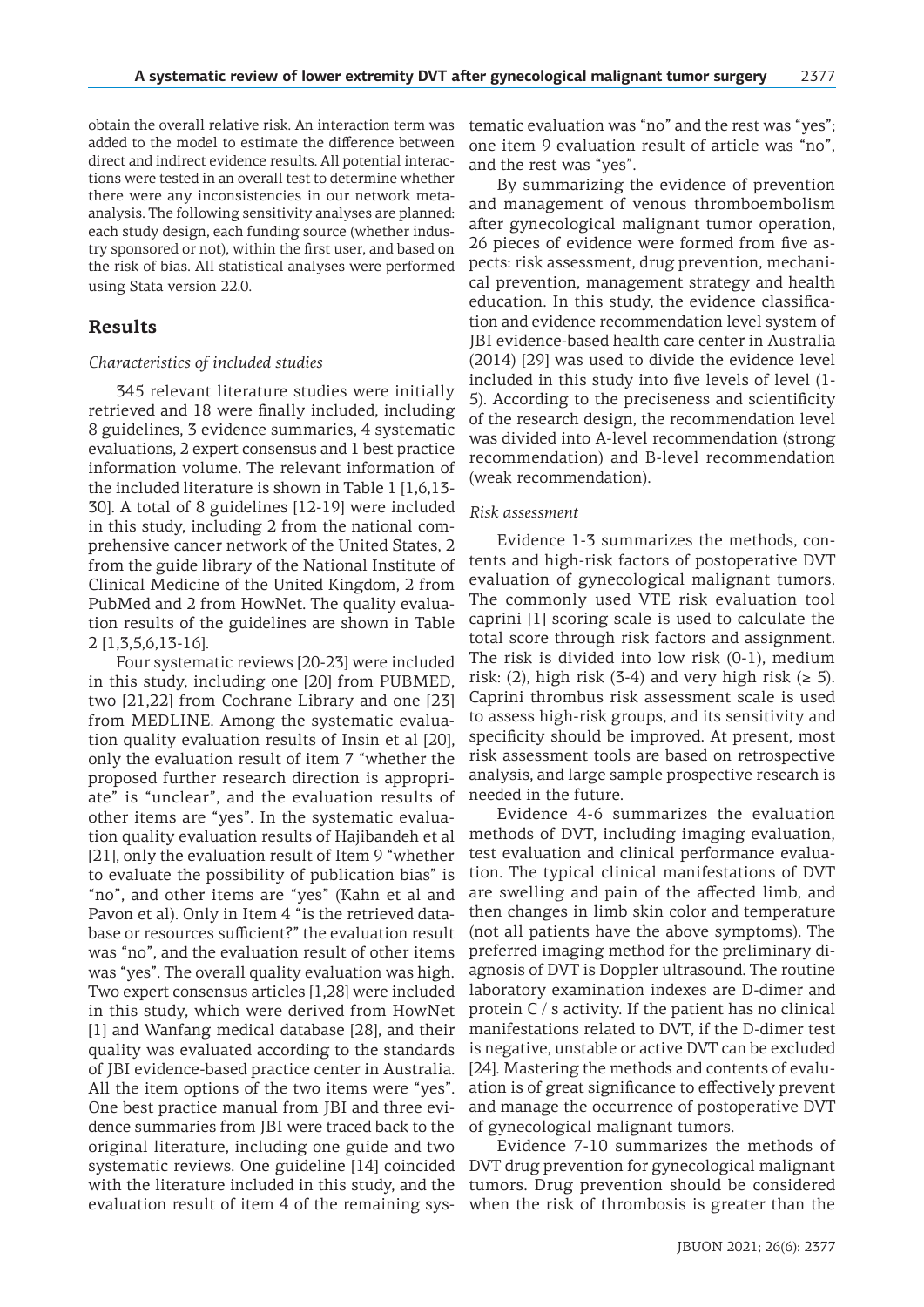obtain the overall relative risk. An interaction term was added to the model to estimate the difference between direct and indirect evidence results. All potential interactions were tested in an overall test to determine whether there were any inconsistencies in our network meta-analysis. The following sensitivity analyses are planned: each study design, each funding source (whether industry sponsored or not), within the first user, and based on the risk of bias. All statistical analyses were performed using Stata version 22.0.

## Results

### *Characteristics of included studies*

345 relevant literature studies were initially retrieved and 18 were finally included, including 8 guidelines, 3 evidence summaries, 4 systematic evaluations, 2 expert consensus and 1 best practice information volume. The relevant information of the included literature is shown in Table 1 [1,6,13-30]. A total of 8 guidelines [12-19] were included in this study, including 2 from the national comprehensive cancer network of the United States, 2 from the guide library of the National Institute of Clinical Medicine of the United Kingdom, 2 from PubMed and 2 from HowNet. The quality evaluation results of the guidelines are shown in Table 2 [1,3,5,6,13-16].

Four systematic reviews [20-23] were included in this study, including one [20] from PUBMED, two [21,22] from Cochrane Library and one [23] from MEDLINE. Among the systematic evaluation quality evaluation results of Insin et al [20], only the evaluation result of item 7 "whether the proposed further research direction is appropriate" is "unclear", and the evaluation results of other items are "yes". In the systematic evaluation quality evaluation results of Hajibandeh et al [21], only the evaluation result of Item 9 "whether to evaluate the possibility of publication bias" is "no", and other items are "yes" (Kahn et al and Pavon et al). Only in Item 4 "is the retrieved database or resources sufficient?" the evaluation result was "no", and the evaluation result of other items was "yes". The overall quality evaluation was high. Two expert consensus articles [1,28] were included in this study, which were derived from HowNet [1] and Wanfang medical database [28], and their quality was evaluated according to the standards of JBI evidence-based practice center in Australia. All the item options of the two items were "yes". One best practice manual from JBI and three evidence summaries from JBI were traced back to the original literature, including one guide and two systematic reviews. One guideline [14] coincided with the literature included in this study, and the evaluation result of item 4 of the remaining systematic evaluation was "no" and the rest was "yes"; one item 9 evaluation result of article was "no", and the rest was "yes".

By summarizing the evidence of prevention and management of venous thromboembolism after gynecological malignant tumor operation, 26 pieces of evidence were formed from five aspects: risk assessment, drug prevention, mechanical prevention, management strategy and health education. In this study, the evidence classification and evidence recommendation level system of JBI evidence-based health care center in Australia (2014) [29] was used to divide the evidence level included in this study into five levels of level (1-5). According to the preciseness and scientificity of the research design, the recommendation level was divided into A-level recommendation (strong recommendation) and B-level recommendation (weak recommendation).

### *Risk assessment*

Evidence 1-3 summarizes the methods, contents and high-risk factors of postoperative DVT evaluation of gynecological malignant tumors. The commonly used VTE risk evaluation tool caprini [1] scoring scale is used to calculate the total score through risk factors and assignment. The risk is divided into low risk (0-1), medium risk: (2), high risk (3-4) and very high risk (≥ 5). Caprini thrombus risk assessment scale is used to assess high-risk groups, and its sensitivity and specificity should be improved. At present, most risk assessment tools are based on retrospective analysis, and large sample prospective research is needed in the future.

Evidence 4-6 summarizes the evaluation methods of DVT, including imaging evaluation, test evaluation and clinical performance evaluation. The typical clinical manifestations of DVT are swelling and pain of the affected limb, and then changes in limb skin color and temperature (not all patients have the above symptoms). The preferred imaging method for the preliminary diagnosis of DVT is Doppler ultrasound. The routine laboratory examination indexes are D-dimer and protein C / s activity. If the patient has no clinical manifestations related to DVT, if the D-dimer test is negative, unstable or active DVT can be excluded [24]. Mastering the methods and contents of evaluation is of great significance to effectively prevent and manage the occurrence of postoperative DVT of gynecological malignant tumors.

Evidence 7-10 summarizes the methods of DVT drug prevention for gynecological malignant tumors. Drug prevention should be considered when the risk of thrombosis is greater than the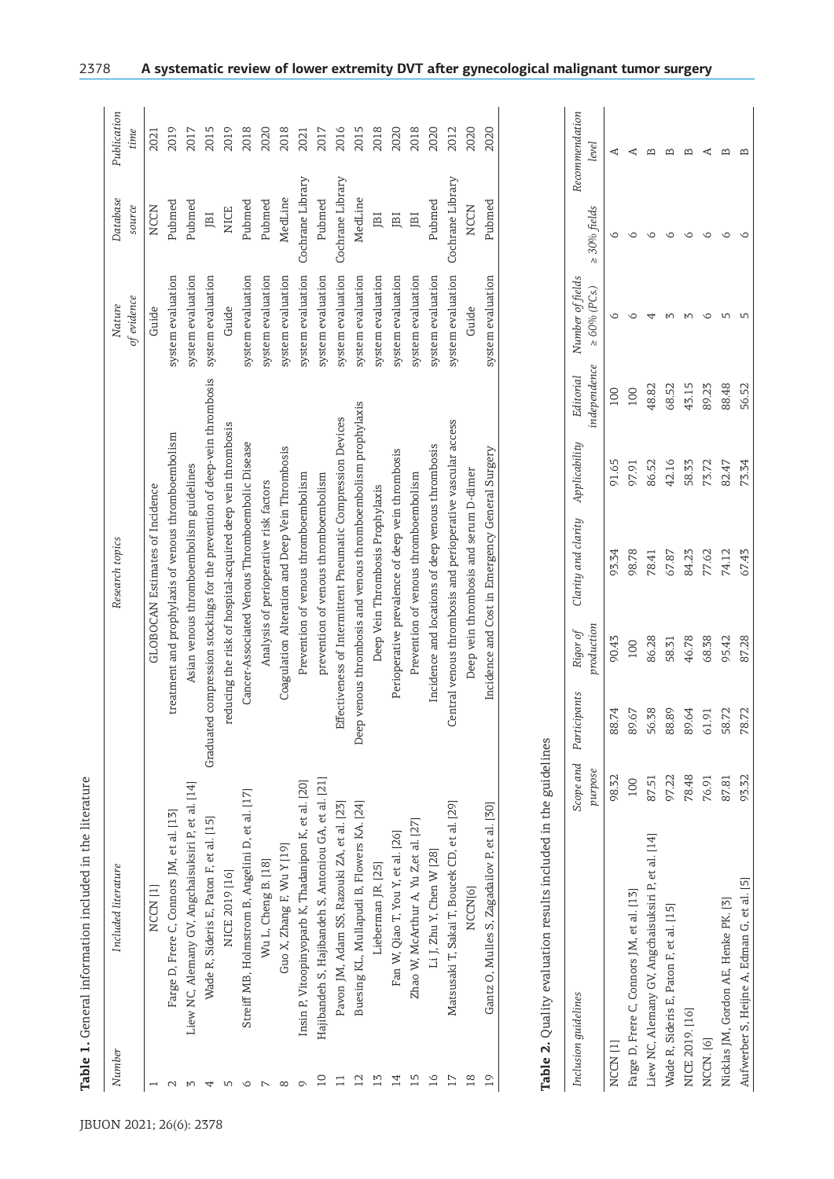**Table 1.** General information included in the literature

| Number | Included literature | Research topics | Nature of evidence | Database source | Publication time |
|---|---|---|---|---|---|
| 1 | NCCN [1] | GLOBOCAN Estimates of Incidence | Guide | NCCN | 2021 |
| 2 | Farge D, Frere C, Connors JM, et al. [13] | treatment and prophylaxis of venous thromboembolism | system evaluation | Pubmed | 2019 |
| 3 | Liew NC, Alemany GV, Angchaisuksiri P, et al. [14] | Asian venous thromboembolism guidelines | system evaluation | Pubmed | 2017 |
| 4 | Wade R, Sideris E, Paton F, et al. [15] | Graduated compression stockings for the prevention of deep-vein thrombosis | system evaluation | JBI | 2015 |
| 5 | NICE 2019 [16] | reducing the risk of hospital-acquired deep vein thrombosis | Guide | NICE | 2019 |
| 6 | Streiff MB, Holmstrom B, Angelini D, et al. [17] | Cancer-Associated Venous Thromboembolic Disease | system evaluation | Pubmed | 2018 |
| 7 | Wu L, Cheng B. [18] | Analysis of perioperative risk factors | system evaluation | Pubmed | 2020 |
| 8 | Guo X, Zhang F, Wu Y [19] | Coagulation Alteration and Deep Vein Thrombosis | system evaluation | MedLine | 2018 |
| 9 | Insin P, Vitoopinyoparb K, Thadanipon K, et al. [20] | Prevention of venous thromboembolism | system evaluation | Cochrane Library | 2021 |
| 10 | Hajibandeh S, Hajibandeh S, Antoniou GA, et al. [21] | prevention of venous thromboembolism | system evaluation | Pubmed | 2017 |
| 11 | Pavon JM, Adam SS, Razouki ZA, et al. [23] | Effectiveness of Intermittent Pneumatic Compression Devices | system evaluation | Cochrane Library | 2016 |
| 12 | Buesing KL, Mullapudi B, Flowers KA. [24] | Deep venous thrombosis and venous thromboembolism prophylaxis | system evaluation | MedLine | 2015 |
| 13 | Lieberman JR. [25] | Deep Vein Thrombosis Prophylaxis | system evaluation | JBI | 2018 |
| 14 | Fan W, Qiao T, You Y, et al. [26] | Perioperative prevalence of deep vein thrombosis | system evaluation | JBI | 2020 |
| 15 | Zhao W, McArthur A, Yu Z,et al. [27] | Prevention of venous thromboembolism | system evaluation | JBI | 2018 |
| 16 | Li J, Zhu Y, Chen W [28] | Incidence and locations of deep venous thrombosis | system evaluation | Pubmed | 2020 |
| 17 | Matsusaki T, Sakai T, Boucek CD, et al. [29] | Central venous thrombosis and perioperative vascular access | system evaluation | Cochrane Library | 2012 |
| 18 | NCCN[6] | Deep vein thrombosis and serum D-dimer | Guide | NCCN | 2020 |
| 19 | Gantz O, Mulles S, Zagadailov P, et al. [30] | Incidence and Cost in Emergency General Surgery | system evaluation | Pubmed | 2020 |

**Table 2.** Quality evaluation results included in the guidelines

| Inclusion guidelines | Scope and purpose | Participants | Rigor of production | Clarity and clarity | Applicability | Editorial independence | Number of fields ≥ 60% (PCs) | ≥ 30% fields | Recommendation level |
|---|---|---|---|---|---|---|---|---|---|
| NCCN [1] | 98.32 | 88.74 | 90.43 | 93.34 | 91.65 | 100 | 6 | 6 | A |
| Farge D, Frere C, Connors JM, et al. [13] | 100 | 89.67 | 100 | 98.78 | 97.91 | 100 | 6 | 6 | A |
| Liew NC, Alemany GV, Angchaisuksiri P, et al. [14] | 87.51 | 56.38 | 86.28 | 78.41 | 86.52 | 48.82 | 4 | 6 | B |
| Wade R, Sideris E, Paton F, et al. [15] | 97.22 | 88.89 | 58.31 | 67.87 | 42.16 | 68.52 | 3 | 6 | B |
| NICE 2019. [16] | 78.48 | 89.64 | 46.78 | 84.23 | 58.33 | 43.15 | 3 | 6 | B |
| NCCN. [6] | 76.91 | 61.91 | 68.38 | 77.62 | 73.72 | 89.23 | 6 | 6 | A |
| Nicklas JM, Gordon AE, Henke PK. [3] | 87.81 | 58.72 | 95.42 | 74.12 | 82.47 | 88.48 | 5 | 6 | B |
| Aufwerber S, Heijne A, Edman G, et al. [5] | 93.32 | 78.72 | 87.28 | 67.43 | 73.34 | 56.52 | 5 | 6 | B |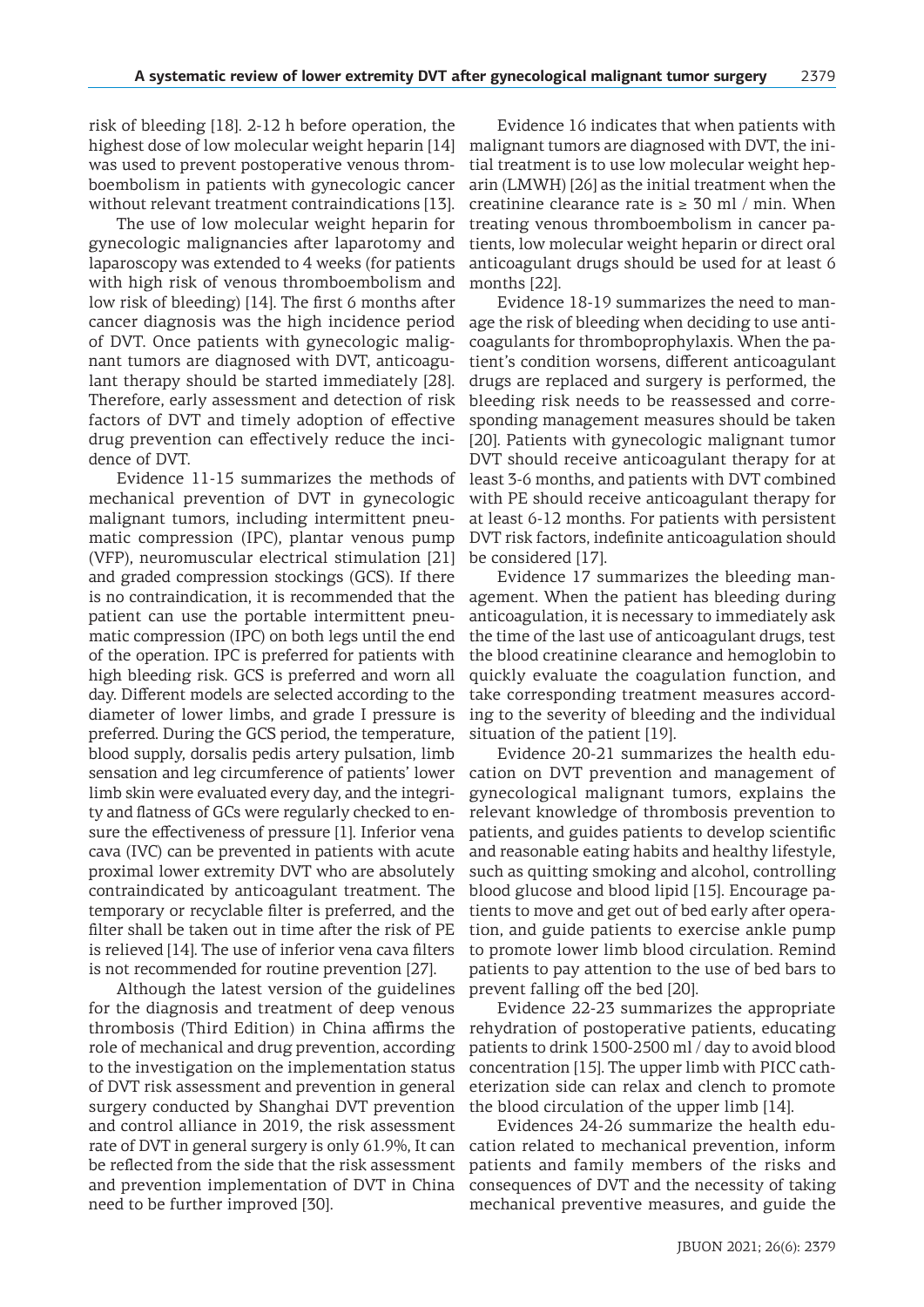risk of bleeding [18]. 2-12 h before operation, the highest dose of low molecular weight heparin [14] was used to prevent postoperative venous thromboembolism in patients with gynecologic cancer without relevant treatment contraindications [13].

The use of low molecular weight heparin for gynecologic malignancies after laparotomy and laparoscopy was extended to 4 weeks (for patients with high risk of venous thromboembolism and low risk of bleeding) [14]. The first 6 months after cancer diagnosis was the high incidence period of DVT. Once patients with gynecologic malignant tumors are diagnosed with DVT, anticoagulant therapy should be started immediately [28]. Therefore, early assessment and detection of risk factors of DVT and timely adoption of effective drug prevention can effectively reduce the incidence of DVT.

Evidence 11-15 summarizes the methods of mechanical prevention of DVT in gynecologic malignant tumors, including intermittent pneumatic compression (IPC), plantar venous pump (VFP), neuromuscular electrical stimulation [21] and graded compression stockings (GCS). If there is no contraindication, it is recommended that the patient can use the portable intermittent pneumatic compression (IPC) on both legs until the end of the operation. IPC is preferred for patients with high bleeding risk. GCS is preferred and worn all day. Different models are selected according to the diameter of lower limbs, and grade I pressure is preferred. During the GCS period, the temperature, blood supply, dorsalis pedis artery pulsation, limb sensation and leg circumference of patients' lower limb skin were evaluated every day, and the integrity and flatness of GCs were regularly checked to ensure the effectiveness of pressure [1]. Inferior vena cava (IVC) can be prevented in patients with acute proximal lower extremity DVT who are absolutely contraindicated by anticoagulant treatment. The temporary or recyclable filter is preferred, and the filter shall be taken out in time after the risk of PE is relieved [14]. The use of inferior vena cava filters is not recommended for routine prevention [27].

Although the latest version of the guidelines for the diagnosis and treatment of deep venous thrombosis (Third Edition) in China affirms the role of mechanical and drug prevention, according to the investigation on the implementation status of DVT risk assessment and prevention in general surgery conducted by Shanghai DVT prevention and control alliance in 2019, the risk assessment rate of DVT in general surgery is only 61.9%, It can be reflected from the side that the risk assessment and prevention implementation of DVT in China need to be further improved [30].

Evidence 16 indicates that when patients with malignant tumors are diagnosed with DVT, the initial treatment is to use low molecular weight heparin (LMWH) [26] as the initial treatment when the creatinine clearance rate is ≥ 30 ml / min. When treating venous thromboembolism in cancer patients, low molecular weight heparin or direct oral anticoagulant drugs should be used for at least 6 months [22].

Evidence 18-19 summarizes the need to manage the risk of bleeding when deciding to use anticoagulants for thromboprophylaxis. When the patient's condition worsens, different anticoagulant drugs are replaced and surgery is performed, the bleeding risk needs to be reassessed and corresponding management measures should be taken [20]. Patients with gynecologic malignant tumor DVT should receive anticoagulant therapy for at least 3-6 months, and patients with DVT combined with PE should receive anticoagulant therapy for at least 6-12 months. For patients with persistent DVT risk factors, indefinite anticoagulation should be considered [17].

Evidence 17 summarizes the bleeding management. When the patient has bleeding during anticoagulation, it is necessary to immediately ask the time of the last use of anticoagulant drugs, test the blood creatinine clearance and hemoglobin to quickly evaluate the coagulation function, and take corresponding treatment measures according to the severity of bleeding and the individual situation of the patient [19].

Evidence 20-21 summarizes the health education on DVT prevention and management of gynecological malignant tumors, explains the relevant knowledge of thrombosis prevention to patients, and guides patients to develop scientific and reasonable eating habits and healthy lifestyle, such as quitting smoking and alcohol, controlling blood glucose and blood lipid [15]. Encourage patients to move and get out of bed early after operation, and guide patients to exercise ankle pump to promote lower limb blood circulation. Remind patients to pay attention to the use of bed bars to prevent falling off the bed [20].

Evidence 22-23 summarizes the appropriate rehydration of postoperative patients, educating patients to drink 1500-2500 ml / day to avoid blood concentration [15]. The upper limb with PICC catheterization side can relax and clench to promote the blood circulation of the upper limb [14].

Evidences 24-26 summarize the health education related to mechanical prevention, inform patients and family members of the risks and consequences of DVT and the necessity of taking mechanical preventive measures, and guide the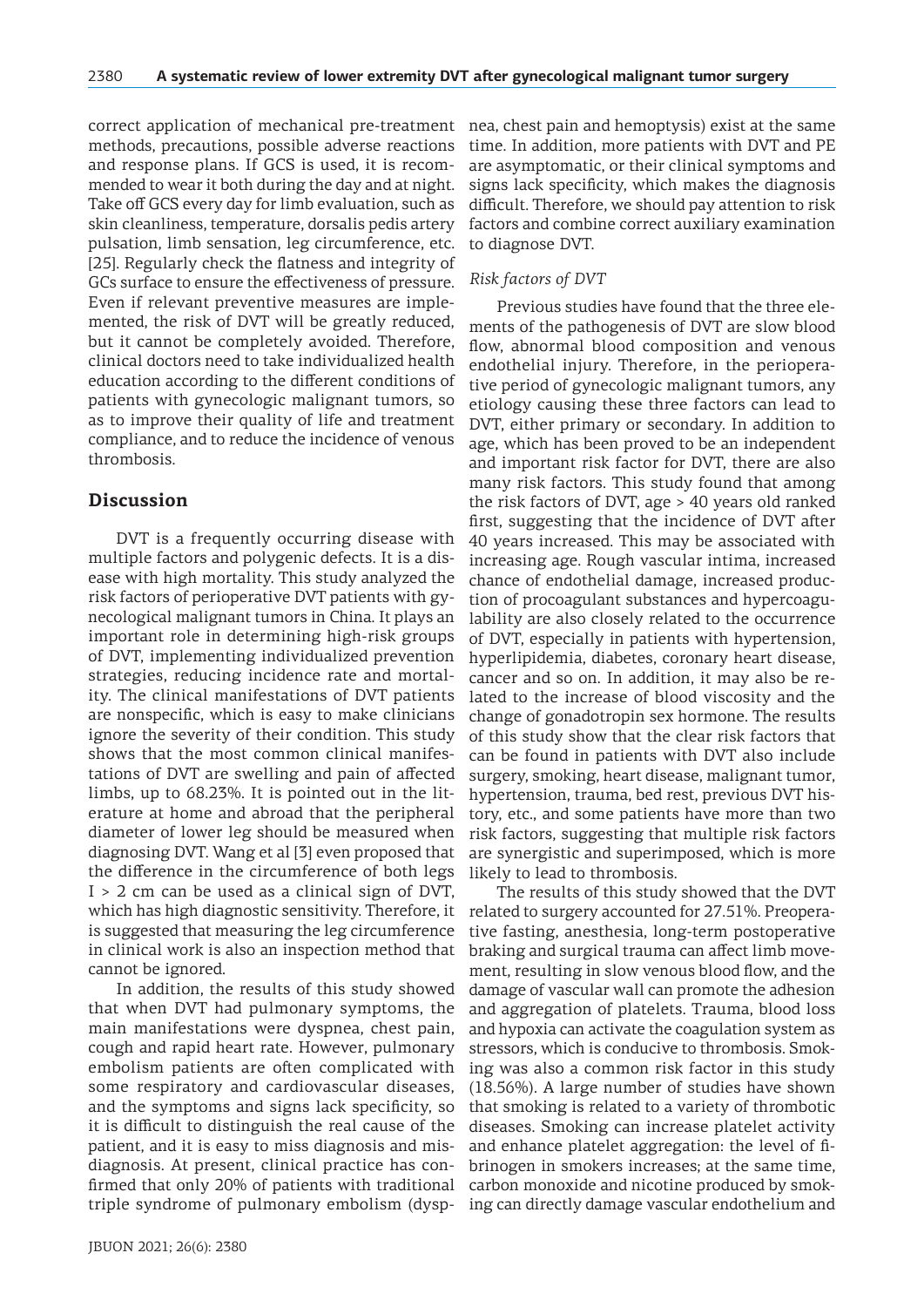correct application of mechanical pre-treatment methods, precautions, possible adverse reactions and response plans. If GCS is used, it is recommended to wear it both during the day and at night. Take off GCS every day for limb evaluation, such as skin cleanliness, temperature, dorsalis pedis artery pulsation, limb sensation, leg circumference, etc. [25]. Regularly check the flatness and integrity of GCs surface to ensure the effectiveness of pressure. Even if relevant preventive measures are implemented, the risk of DVT will be greatly reduced, but it cannot be completely avoided. Therefore, clinical doctors need to take individualized health education according to the different conditions of patients with gynecologic malignant tumors, so as to improve their quality of life and treatment compliance, and to reduce the incidence of venous thrombosis.

## Discussion

DVT is a frequently occurring disease with multiple factors and polygenic defects. It is a disease with high mortality. This study analyzed the risk factors of perioperative DVT patients with gynecological malignant tumors in China. It plays an important role in determining high-risk groups of DVT, implementing individualized prevention strategies, reducing incidence rate and mortality. The clinical manifestations of DVT patients are nonspecific, which is easy to make clinicians ignore the severity of their condition. This study shows that the most common clinical manifestations of DVT are swelling and pain of affected limbs, up to 68.23%. It is pointed out in the literature at home and abroad that the peripheral diameter of lower leg should be measured when diagnosing DVT. Wang et al [3] even proposed that the difference in the circumference of both legs I > 2 cm can be used as a clinical sign of DVT, which has high diagnostic sensitivity. Therefore, it is suggested that measuring the leg circumference in clinical work is also an inspection method that cannot be ignored.

In addition, the results of this study showed that when DVT had pulmonary symptoms, the main manifestations were dyspnea, chest pain, cough and rapid heart rate. However, pulmonary embolism patients are often complicated with some respiratory and cardiovascular diseases, and the symptoms and signs lack specificity, so it is difficult to distinguish the real cause of the patient, and it is easy to miss diagnosis and misdiagnosis. At present, clinical practice has confirmed that only 20% of patients with traditional triple syndrome of pulmonary embolism (dyspnea, chest pain and hemoptysis) exist at the same time. In addition, more patients with DVT and PE are asymptomatic, or their clinical symptoms and signs lack specificity, which makes the diagnosis difficult. Therefore, we should pay attention to risk factors and combine correct auxiliary examination to diagnose DVT.

### *Risk factors of DVT*

Previous studies have found that the three elements of the pathogenesis of DVT are slow blood flow, abnormal blood composition and venous endothelial injury. Therefore, in the perioperative period of gynecologic malignant tumors, any etiology causing these three factors can lead to DVT, either primary or secondary. In addition to age, which has been proved to be an independent and important risk factor for DVT, there are also many risk factors. This study found that among the risk factors of DVT, age > 40 years old ranked first, suggesting that the incidence of DVT after 40 years increased. This may be associated with increasing age. Rough vascular intima, increased chance of endothelial damage, increased production of procoagulant substances and hypercoagulability are also closely related to the occurrence of DVT, especially in patients with hypertension, hyperlipidemia, diabetes, coronary heart disease, cancer and so on. In addition, it may also be related to the increase of blood viscosity and the change of gonadotropin sex hormone. The results of this study show that the clear risk factors that can be found in patients with DVT also include surgery, smoking, heart disease, malignant tumor, hypertension, trauma, bed rest, previous DVT history, etc., and some patients have more than two risk factors, suggesting that multiple risk factors are synergistic and superimposed, which is more likely to lead to thrombosis.

The results of this study showed that the DVT related to surgery accounted for 27.51%. Preoperative fasting, anesthesia, long-term postoperative braking and surgical trauma can affect limb movement, resulting in slow venous blood flow, and the damage of vascular wall can promote the adhesion and aggregation of platelets. Trauma, blood loss and hypoxia can activate the coagulation system as stressors, which is conducive to thrombosis. Smoking was also a common risk factor in this study (18.56%). A large number of studies have shown that smoking is related to a variety of thrombotic diseases. Smoking can increase platelet activity and enhance platelet aggregation: the level of fibrinogen in smokers increases; at the same time, carbon monoxide and nicotine produced by smoking can directly damage vascular endothelium and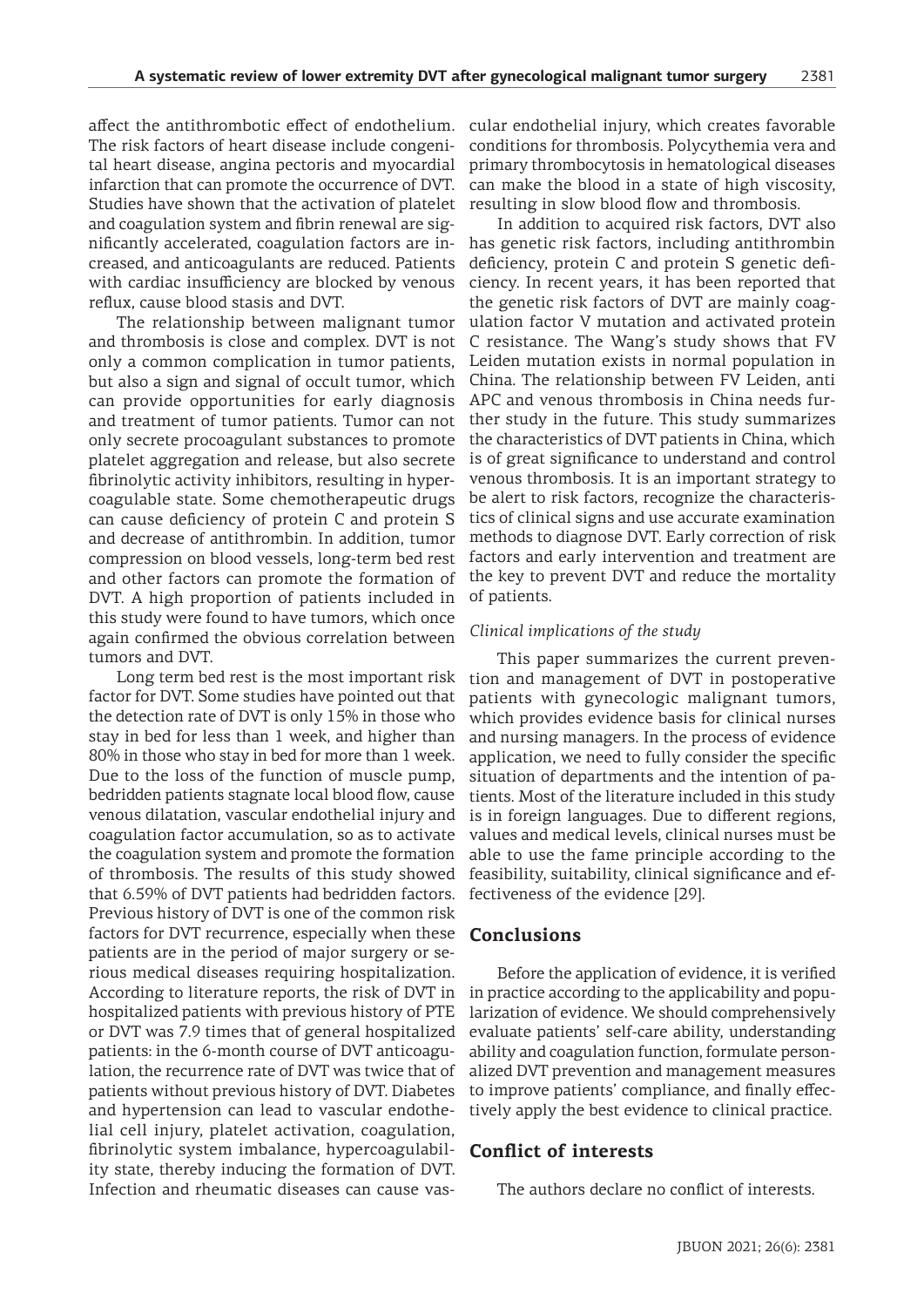affect the antithrombotic effect of endothelium. The risk factors of heart disease include congenital heart disease, angina pectoris and myocardial infarction that can promote the occurrence of DVT. Studies have shown that the activation of platelet and coagulation system and fibrin renewal are significantly accelerated, coagulation factors are increased, and anticoagulants are reduced. Patients with cardiac insufficiency are blocked by venous reflux, cause blood stasis and DVT.

The relationship between malignant tumor and thrombosis is close and complex. DVT is not only a common complication in tumor patients, but also a sign and signal of occult tumor, which can provide opportunities for early diagnosis and treatment of tumor patients. Tumor can not only secrete procoagulant substances to promote platelet aggregation and release, but also secrete fibrinolytic activity inhibitors, resulting in hypercoagulable state. Some chemotherapeutic drugs can cause deficiency of protein C and protein S and decrease of antithrombin. In addition, tumor compression on blood vessels, long-term bed rest and other factors can promote the formation of DVT. A high proportion of patients included in this study were found to have tumors, which once again confirmed the obvious correlation between tumors and DVT.

Long term bed rest is the most important risk factor for DVT. Some studies have pointed out that the detection rate of DVT is only 15% in those who stay in bed for less than 1 week, and higher than 80% in those who stay in bed for more than 1 week. Due to the loss of the function of muscle pump, bedridden patients stagnate local blood flow, cause venous dilatation, vascular endothelial injury and coagulation factor accumulation, so as to activate the coagulation system and promote the formation of thrombosis. The results of this study showed that 6.59% of DVT patients had bedridden factors. Previous history of DVT is one of the common risk factors for DVT recurrence, especially when these patients are in the period of major surgery or serious medical diseases requiring hospitalization. According to literature reports, the risk of DVT in hospitalized patients with previous history of PTE or DVT was 7.9 times that of general hospitalized patients: in the 6-month course of DVT anticoagulation, the recurrence rate of DVT was twice that of patients without previous history of DVT. Diabetes and hypertension can lead to vascular endothelial cell injury, platelet activation, coagulation, fibrinolytic system imbalance, hypercoagulability state, thereby inducing the formation of DVT. Infection and rheumatic diseases can cause vascular endothelial injury, which creates favorable conditions for thrombosis. Polycythemia vera and primary thrombocytosis in hematological diseases can make the blood in a state of high viscosity, resulting in slow blood flow and thrombosis.

In addition to acquired risk factors, DVT also has genetic risk factors, including antithrombin deficiency, protein C and protein S genetic deficiency. In recent years, it has been reported that the genetic risk factors of DVT are mainly coagulation factor V mutation and activated protein C resistance. The Wang's study shows that FV Leiden mutation exists in normal population in China. The relationship between FV Leiden, anti APC and venous thrombosis in China needs further study in the future. This study summarizes the characteristics of DVT patients in China, which is of great significance to understand and control venous thrombosis. It is an important strategy to be alert to risk factors, recognize the characteristics of clinical signs and use accurate examination methods to diagnose DVT. Early correction of risk factors and early intervention and treatment are the key to prevent DVT and reduce the mortality of patients.

*Clinical implications of the study*

This paper summarizes the current prevention and management of DVT in postoperative patients with gynecologic malignant tumors, which provides evidence basis for clinical nurses and nursing managers. In the process of evidence application, we need to fully consider the specific situation of departments and the intention of patients. Most of the literature included in this study is in foreign languages. Due to different regions, values and medical levels, clinical nurses must be able to use the fame principle according to the feasibility, suitability, clinical significance and effectiveness of the evidence [29].

## Conclusions

Before the application of evidence, it is verified in practice according to the applicability and popularization of evidence. We should comprehensively evaluate patients' self-care ability, understanding ability and coagulation function, formulate personalized DVT prevention and management measures to improve patients' compliance, and finally effectively apply the best evidence to clinical practice.

## Conflict of interests

The authors declare no conflict of interests.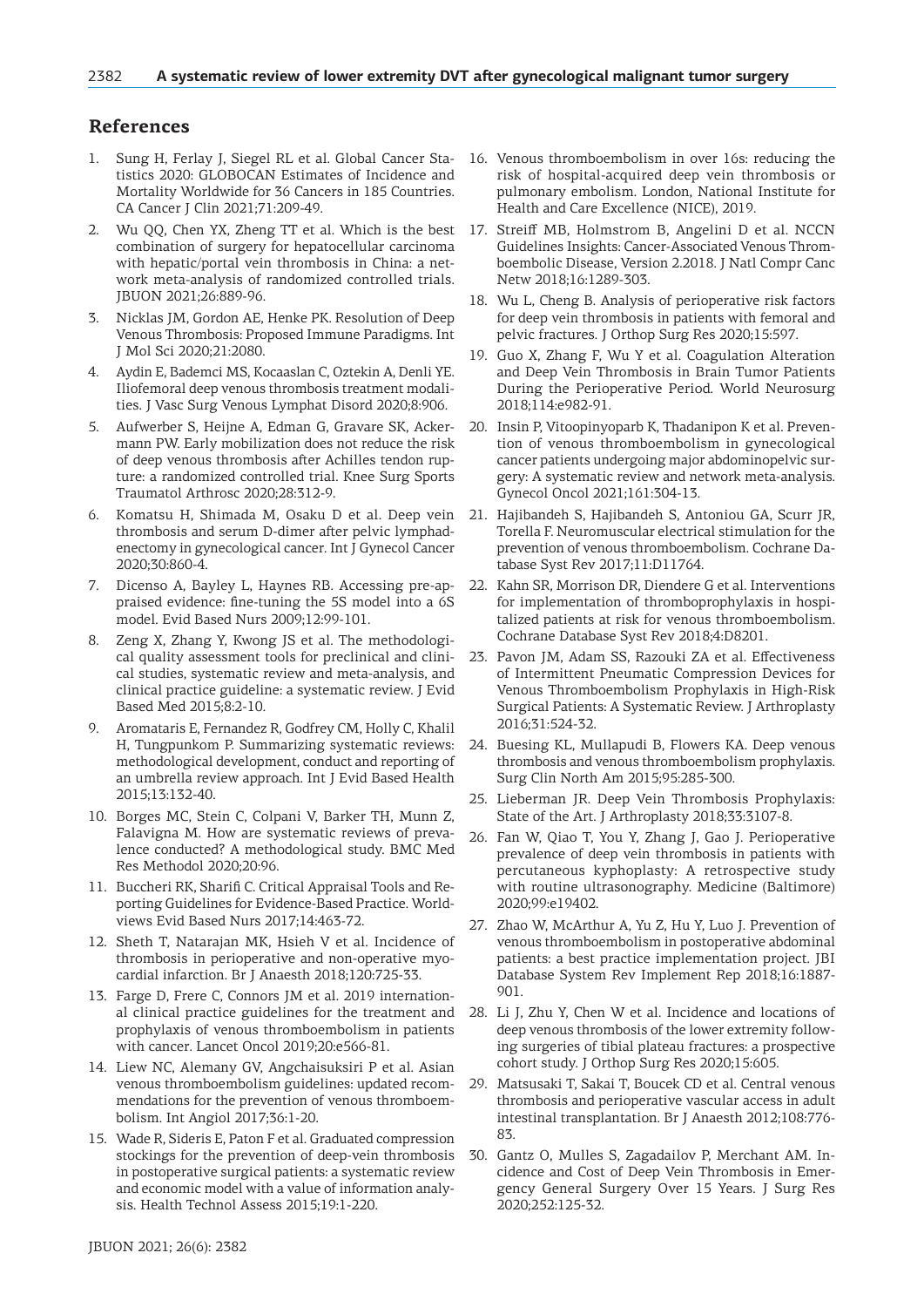## References

1. Sung H, Ferlay J, Siegel RL et al. Global Cancer Statistics 2020: GLOBOCAN Estimates of Incidence and Mortality Worldwide for 36 Cancers in 185 Countries. CA Cancer J Clin 2021;71:209-49.
2. Wu QQ, Chen YX, Zheng TT et al. Which is the best combination of surgery for hepatocellular carcinoma with hepatic/portal vein thrombosis in China: a network meta-analysis of randomized controlled trials. JBUON 2021;26:889-96.
3. Nicklas JM, Gordon AE, Henke PK. Resolution of Deep Venous Thrombosis: Proposed Immune Paradigms. Int J Mol Sci 2020;21:2080.
4. Aydin E, Bademci MS, Kocaaslan C, Oztekin A, Denli YE. Iliofemoral deep venous thrombosis treatment modalities. J Vasc Surg Venous Lymphat Disord 2020;8:906.
5. Aufwerber S, Heijne A, Edman G, Gravare SK, Ackermann PW. Early mobilization does not reduce the risk of deep venous thrombosis after Achilles tendon rupture: a randomized controlled trial. Knee Surg Sports Traumatol Arthrosc 2020;28:312-9.
6. Komatsu H, Shimada M, Osaku D et al. Deep vein thrombosis and serum D-dimer after pelvic lymphadenectomy in gynecological cancer. Int J Gynecol Cancer 2020;30:860-4.
7. Dicenso A, Bayley L, Haynes RB. Accessing pre-appraised evidence: fine-tuning the 5S model into a 6S model. Evid Based Nurs 2009;12:99-101.
8. Zeng X, Zhang Y, Kwong JS et al. The methodological quality assessment tools for preclinical and clinical studies, systematic review and meta-analysis, and clinical practice guideline: a systematic review. J Evid Based Med 2015;8:2-10.
9. Aromataris E, Fernandez R, Godfrey CM, Holly C, Khalil H, Tungpunkom P. Summarizing systematic reviews: methodological development, conduct and reporting of an umbrella review approach. Int J Evid Based Health 2015;13:132-40.
10. Borges MC, Stein C, Colpani V, Barker TH, Munn Z, Falavigna M. How are systematic reviews of prevalence conducted? A methodological study. BMC Med Res Methodol 2020;20:96.
11. Buccheri RK, Sharifi C. Critical Appraisal Tools and Reporting Guidelines for Evidence-Based Practice. Worldviews Evid Based Nurs 2017;14:463-72.
12. Sheth T, Natarajan MK, Hsieh V et al. Incidence of thrombosis in perioperative and non-operative myocardial infarction. Br J Anaesth 2018;120:725-33.
13. Farge D, Frere C, Connors JM et al. 2019 international clinical practice guidelines for the treatment and prophylaxis of venous thromboembolism in patients with cancer. Lancet Oncol 2019;20:e566-81.
14. Liew NC, Alemany GV, Angchaisuksiri P et al. Asian venous thromboembolism guidelines: updated recommendations for the prevention of venous thromboembolism. Int Angiol 2017;36:1-20.
15. Wade R, Sideris E, Paton F et al. Graduated compression stockings for the prevention of deep-vein thrombosis in postoperative surgical patients: a systematic review and economic model with a value of information analysis. Health Technol Assess 2015;19:1-220.
16. Venous thromboembolism in over 16s: reducing the risk of hospital-acquired deep vein thrombosis or pulmonary embolism. London, National Institute for Health and Care Excellence (NICE), 2019.
17. Streiff MB, Holmstrom B, Angelini D et al. NCCN Guidelines Insights: Cancer-Associated Venous Thromboembolic Disease, Version 2.2018. J Natl Compr Canc Netw 2018;16:1289-303.
18. Wu L, Cheng B. Analysis of perioperative risk factors for deep vein thrombosis in patients with femoral and pelvic fractures. J Orthop Surg Res 2020;15:597.
19. Guo X, Zhang F, Wu Y et al. Coagulation Alteration and Deep Vein Thrombosis in Brain Tumor Patients During the Perioperative Period. World Neurosurg 2018;114:e982-91.
20. Insin P, Vitoopinyoparb K, Thadanipon K et al. Prevention of venous thromboembolism in gynecological cancer patients undergoing major abdominopelvic surgery: A systematic review and network meta-analysis. Gynecol Oncol 2021;161:304-13.
21. Hajibandeh S, Hajibandeh S, Antoniou GA, Scurr JR, Torella F. Neuromuscular electrical stimulation for the prevention of venous thromboembolism. Cochrane Database Syst Rev 2017;11:D11764.
22. Kahn SR, Morrison DR, Diendere G et al. Interventions for implementation of thromboprophylaxis in hospitalized patients at risk for venous thromboembolism. Cochrane Database Syst Rev 2018;4:D8201.
23. Pavon JM, Adam SS, Razouki ZA et al. Effectiveness of Intermittent Pneumatic Compression Devices for Venous Thromboembolism Prophylaxis in High-Risk Surgical Patients: A Systematic Review. J Arthroplasty 2016;31:524-32.
24. Buesing KL, Mullapudi B, Flowers KA. Deep venous thrombosis and venous thromboembolism prophylaxis. Surg Clin North Am 2015;95:285-300.
25. Lieberman JR. Deep Vein Thrombosis Prophylaxis: State of the Art. J Arthroplasty 2018;33:3107-8.
26. Fan W, Qiao T, You Y, Zhang J, Gao J. Perioperative prevalence of deep vein thrombosis in patients with percutaneous kyphoplasty: A retrospective study with routine ultrasonography. Medicine (Baltimore) 2020;99:e19402.
27. Zhao W, McArthur A, Yu Z, Hu Y, Luo J. Prevention of venous thromboembolism in postoperative abdominal patients: a best practice implementation project. JBI Database System Rev Implement Rep 2018;16:1887-901.
28. Li J, Zhu Y, Chen W et al. Incidence and locations of deep venous thrombosis of the lower extremity following surgeries of tibial plateau fractures: a prospective cohort study. J Orthop Surg Res 2020;15:605.
29. Matsusaki T, Sakai T, Boucek CD et al. Central venous thrombosis and perioperative vascular access in adult intestinal transplantation. Br J Anaesth 2012;108:776-83.
30. Gantz O, Mulles S, Zagadailov P, Merchant AM. Incidence and Cost of Deep Vein Thrombosis in Emergency General Surgery Over 15 Years. J Surg Res 2020;252:125-32.